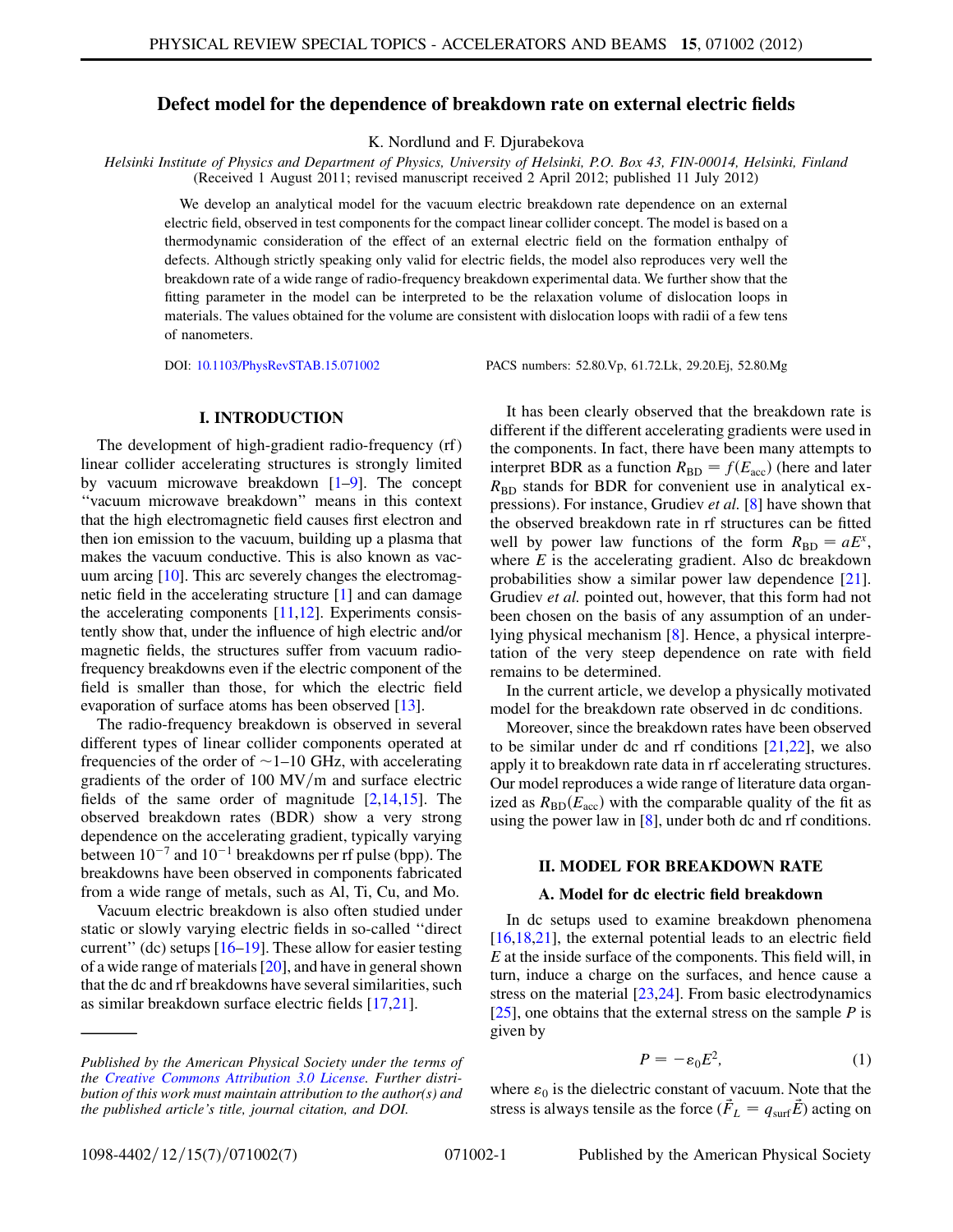# Defect model for the dependence of breakdown rate on external electric fields

K. Nordlund and F. Djurabekova

*Helsinki Institute of Physics and Department of Physics, University of Helsinki, P.O. Box 43, FIN-00014, Helsinki, Finland*
(Received 1 August 2011; revised manuscript received 2 April 2012; published 11 July 2012)

We develop an analytical model for the vacuum electric breakdown rate dependence on an external electric field, observed in test components for the compact linear collider concept. The model is based on a thermodynamic consideration of the effect of an external electric field on the formation enthalpy of defects. Although strictly speaking only valid for electric fields, the model also reproduces very well the breakdown rate of a wide range of radio-frequency breakdown experimental data. We further show that the fitting parameter in the model can be interpreted to be the relaxation volume of dislocation loops in materials. The values obtained for the volume are consistent with dislocation loops with radii of a few tens of nanometers.

DOI: 10.1103/PhysRevSTAB.15.071002 PACS numbers: 52.80.Vp, 61.72.Lk, 29.20.Ej, 52.80.Mg

## I. INTRODUCTION

The development of high-gradient radio-frequency (rf) linear collider accelerating structures is strongly limited by vacuum microwave breakdown [1–9]. The concept ''vacuum microwave breakdown'' means in this context that the high electromagnetic field causes first electron and then ion emission to the vacuum, building up a plasma that makes the vacuum conductive. This is also known as vacuum arcing [10]. This arc severely changes the electromagnetic field in the accelerating structure [1] and can damage the accelerating components [11,12]. Experiments consistently show that, under the influence of high electric and/or magnetic fields, the structures suffer from vacuum radio-frequency breakdowns even if the electric component of the field is smaller than those, for which the electric field evaporation of surface atoms has been observed [13].

The radio-frequency breakdown is observed in several different types of linear collider components operated at frequencies of the order of ~1–10 GHz, with accelerating gradients of the order of 100 MV/m and surface electric fields of the same order of magnitude [2,14,15]. The observed breakdown rates (BDR) show a very strong dependence on the accelerating gradient, typically varying between $10^{-7}$ and $10^{-1}$ breakdowns per rf pulse (bpp). The breakdowns have been observed in components fabricated from a wide range of metals, such as Al, Ti, Cu, and Mo.

Vacuum electric breakdown is also often studied under static or slowly varying electric fields in so-called ''direct current'' (dc) setups [16–19]. These allow for easier testing of a wide range of materials [20], and have in general shown that the dc and rf breakdowns have several similarities, such as similar breakdown surface electric fields [17,21].

It has been clearly observed that the breakdown rate is different if the different accelerating gradients were used in the components. In fact, there have been many attempts to interpret BDR as a function $R_{BD} = f(E_{acc})$ (here and later $R_{BD}$ stands for BDR for convenient use in analytical expressions). For instance, Grudiev *et al.* [8] have shown that the observed breakdown rate in rf structures can be fitted well by power law functions of the form $R_{BD} = aE^x$, where $E$ is the accelerating gradient. Also dc breakdown probabilities show a similar power law dependence [21]. Grudiev *et al.* pointed out, however, that this form had not been chosen on the basis of any assumption of an underlying physical mechanism [8]. Hence, a physical interpretation of the very steep dependence on rate with field remains to be determined.

In the current article, we develop a physically motivated model for the breakdown rate observed in dc conditions.

Moreover, since the breakdown rates have been observed to be similar under dc and rf conditions [21,22], we also apply it to breakdown rate data in rf accelerating structures. Our model reproduces a wide range of literature data organized as $R_{BD}(E_{acc})$ with the comparable quality of the fit as using the power law in [8], under both dc and rf conditions.

## II. MODEL FOR BREAKDOWN RATE

### A. Model for dc electric field breakdown

In dc setups used to examine breakdown phenomena [16,18,21], the external potential leads to an electric field $E$ at the inside surface of the components. This field will, in turn, induce a charge on the surfaces, and hence cause a stress on the material [23,24]. From basic electrodynamics [25], one obtains that the external stress on the sample $P$ is given by

$$P = -\varepsilon_0 E^2, \tag{1}$$

where $\varepsilon_0$ is the dielectric constant of vacuum. Note that the stress is always tensile as the force ($\vec{F}_L = q_{surf}\vec{E}$) acting on

---

*Published by the American Physical Society under the terms of the Creative Commons Attribution 3.0 License. Further distribution of this work must maintain attribution to the author(s) and the published article's title, journal citation, and DOI.*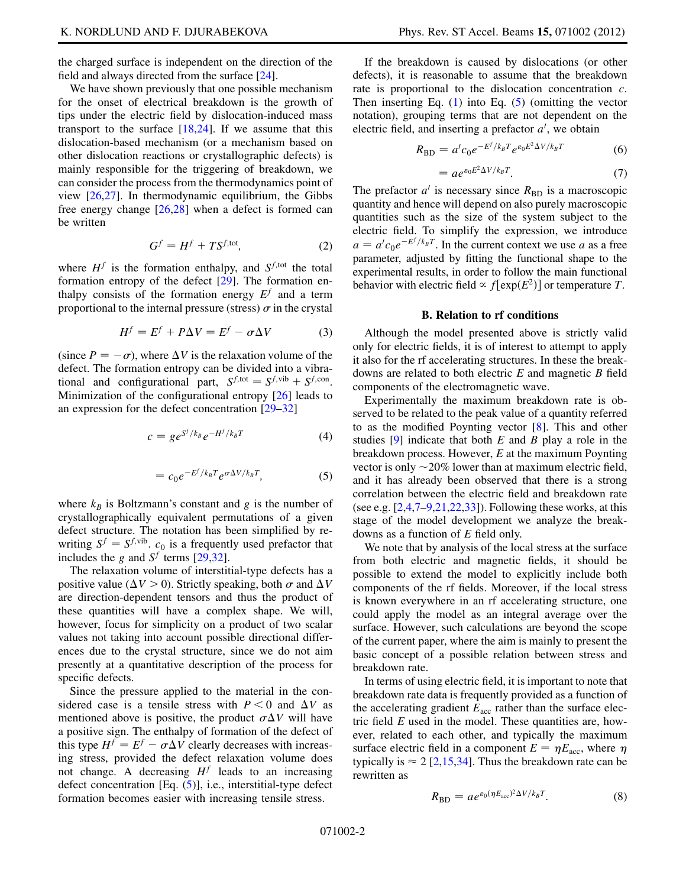the charged surface is independent on the direction of the field and always directed from the surface [24].

We have shown previously that one possible mechanism for the onset of electrical breakdown is the growth of tips under the electric field by dislocation-induced mass transport to the surface [18,24]. If we assume that this dislocation-based mechanism (or a mechanism based on other dislocation reactions or crystallographic defects) is mainly responsible for the triggering of breakdown, we can consider the process from the thermodynamics point of view [26,27]. In thermodynamic equilibrium, the Gibbs free energy change [26,28] when a defect is formed can be written

$$G^f = H^f + TS^{f,\mathrm{tot}}, \tag{2}$$

where $H^f$ is the formation enthalpy, and $S^{f,\mathrm{tot}}$ the total formation entropy of the defect [29]. The formation enthalpy consists of the formation energy $E^f$ and a term proportional to the internal pressure (stress) $\sigma$ in the crystal

$$H^f = E^f + P\Delta V = E^f - \sigma\Delta V \tag{3}$$

(since $P = -\sigma$), where $\Delta V$ is the relaxation volume of the defect. The formation entropy can be divided into a vibrational and configurational part, $S^{f,\mathrm{tot}} = S^{f,\mathrm{vib}} + S^{f,\mathrm{con}}$. Minimization of the configurational entropy [26] leads to an expression for the defect concentration [29–32]

$$c = g e^{S^f/k_B} e^{-H^f/k_B T} \tag{4}$$

$$= c_0 e^{-E^f/k_B T} e^{\sigma\Delta V/k_B T}, \tag{5}$$

where $k_B$ is Boltzmann's constant and $g$ is the number of crystallographically equivalent permutations of a given defect structure. The notation has been simplified by rewriting $S^f = S^{f,\mathrm{vib}}$. $c_0$ is a frequently used prefactor that includes the $g$ and $S^f$ terms [29,32].

The relaxation volume of interstitial-type defects has a positive value ($\Delta V > 0$). Strictly speaking, both $\sigma$ and $\Delta V$ are direction-dependent tensors and thus the product of these quantities will have a complex shape. We will, however, focus for simplicity on a product of two scalar values not taking into account possible directional differences due to the crystal structure, since we do not aim presently at a quantitative description of the process for specific defects.

Since the pressure applied to the material in the considered case is a tensile stress with $P < 0$ and $\Delta V$ as mentioned above is positive, the product $\sigma\Delta V$ will have a positive sign. The enthalpy of formation of the defect of this type $H^f = E^f - \sigma\Delta V$ clearly decreases with increasing stress, provided the defect relaxation volume does not change. A decreasing $H^f$ leads to an increasing defect concentration [Eq. (5)], i.e., interstitial-type defect formation becomes easier with increasing tensile stress.

If the breakdown is caused by dislocations (or other defects), it is reasonable to assume that the breakdown rate is proportional to the dislocation concentration $c$. Then inserting Eq. (1) into Eq. (5) (omitting the vector notation), grouping terms that are not dependent on the electric field, and inserting a prefactor $a'$, we obtain

$$R_{\mathrm{BD}} = a' c_0 e^{-E^f/k_B T} e^{\varepsilon_0 E^2 \Delta V/k_B T} \tag{6}$$

$$= a e^{\varepsilon_0 E^2 \Delta V/k_B T}. \tag{7}$$

The prefactor $a'$ is necessary since $R_{\mathrm{BD}}$ is a macroscopic quantity and hence will depend on also purely macroscopic quantities such as the size of the system subject to the electric field. To simplify the expression, we introduce $a = a' c_0 e^{-E^f/k_B T}$. In the current context we use $a$ as a free parameter, adjusted by fitting the functional shape to the experimental results, in order to follow the main functional behavior with electric field $\propto f[\exp(E^2)]$ or temperature $T$.

### B. Relation to rf conditions

Although the model presented above is strictly valid only for electric fields, it is of interest to attempt to apply it also for the rf accelerating structures. In these the breakdowns are related to both electric $E$ and magnetic $B$ field components of the electromagnetic wave.

Experimentally the maximum breakdown rate is observed to be related to the peak value of a quantity referred to as the modified Poynting vector [8]. This and other studies [9] indicate that both $E$ and $B$ play a role in the breakdown process. However, $E$ at the maximum Poynting vector is only $\sim$20% lower than at maximum electric field, and it has already been observed that there is a strong correlation between the electric field and breakdown rate (see e.g. [2,4,7–9,21,22,33]). Following these works, at this stage of the model development we analyze the breakdowns as a function of $E$ field only.

We note that by analysis of the local stress at the surface from both electric and magnetic fields, it should be possible to extend the model to explicitly include both components of the rf fields. Moreover, if the local stress is known everywhere in an rf accelerating structure, one could apply the model as an integral average over the surface. However, such calculations are beyond the scope of the current paper, where the aim is mainly to present the basic concept of a possible relation between stress and breakdown rate.

In terms of using electric field, it is important to note that breakdown rate data is frequently provided as a function of the accelerating gradient $E_{\mathrm{acc}}$ rather than the surface electric field $E$ used in the model. These quantities are, however, related to each other, and typically the maximum surface electric field in a component $E = \eta E_{\mathrm{acc}}$, where $\eta$ typically is $\approx 2$ [2,15,34]. Thus the breakdown rate can be rewritten as

$$R_{\mathrm{BD}} = a e^{\varepsilon_0 (\eta E_{\mathrm{acc}})^2 \Delta V/k_B T}. \tag{8}$$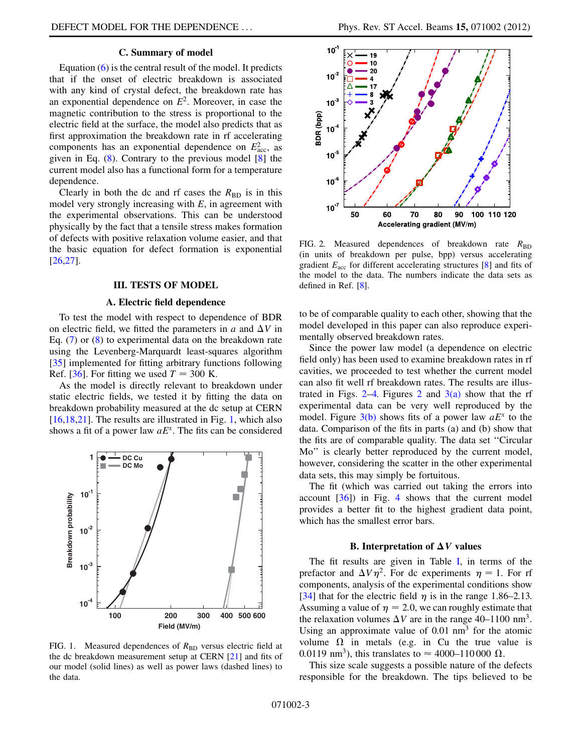### C. Summary of model

Equation (6) is the central result of the model. It predicts that if the onset of electric breakdown is associated with any kind of crystal defect, the breakdown rate has an exponential dependence on $E^2$. Moreover, in case the magnetic contribution to the stress is proportional to the electric field at the surface, the model also predicts that as first approximation the breakdown rate in rf accelerating components has an exponential dependence on $E_{\mathrm{acc}}^2$, as given in Eq. (8). Contrary to the previous model [8] the current model also has a functional form for a temperature dependence.

Clearly in both the dc and rf cases the $R_{\mathrm{BD}}$ is in this model very strongly increasing with $E$, in agreement with the experimental observations. This can be understood physically by the fact that a tensile stress makes formation of defects with positive relaxation volume easier, and that the basic equation for defect formation is exponential [26,27].

## III. TESTS OF MODEL

### A. Electric field dependence

To test the model with respect to dependence of BDR on electric field, we fitted the parameters in $a$ and $\Delta V$ in Eq. (7) or (8) to experimental data on the breakdown rate using the Levenberg-Marquardt least-squares algorithm [35] implemented for fitting arbitrary functions following Ref. [36]. For fitting we used $T = 300$ K.

As the model is directly relevant to breakdown under static electric fields, we tested it by fitting the data on breakdown probability measured at the dc setup at CERN [16,18,21]. The results are illustrated in Fig. 1, which also shows a fit of a power law $aE^x$. The fits can be considered to be of comparable quality to each other, showing that the model developed in this paper can also reproduce experimentally observed breakdown rates.

FIG. 1. Measured dependences of $R_{\mathrm{BD}}$ versus electric field at the dc breakdown measurement setup at CERN [21] and fits of our model (solid lines) as well as power laws (dashed lines) to the data.

FIG. 2. Measured dependences of breakdown rate $R_{\mathrm{BD}}$ (in units of breakdown per pulse, bpp) versus accelerating gradient $E_{\mathrm{acc}}$ for different accelerating structures [8] and fits of the model to the data. The numbers indicate the data sets as defined in Ref. [8].

Since the power law model (a dependence on electric field only) has been used to examine breakdown rates in rf cavities, we proceeded to test whether the current model can also fit well rf breakdown rates. The results are illustrated in Figs. 2–4. Figures 2 and 3(a) show that the rf experimental data can be very well reproduced by the model. Figure 3(b) shows fits of a power law $aE^x$ to the data. Comparison of the fits in parts (a) and (b) show that the fits are of comparable quality. The data set "Circular Mo" is clearly better reproduced by the current model, however, considering the scatter in the other experimental data sets, this may simply be fortuitous.

The fit (which was carried out taking the errors into account [36]) in Fig. 4 shows that the current model provides a better fit to the highest gradient data point, which has the smallest error bars.

### B. Interpretation of $\Delta V$ values

The fit results are given in Table I, in terms of the prefactor and $\Delta V \eta^2$. For dc experiments $\eta = 1$. For rf components, analysis of the experimental conditions show [34] that for the electric field $\eta$ is in the range 1.86–2.13. Assuming a value of $\eta = 2.0$, we can roughly estimate that the relaxation volumes $\Delta V$ are in the range 40–1100 nm$^3$. Using an approximate value of 0.01 nm$^3$ for the atomic volume $\Omega$ in metals (e.g. in Cu the true value is 0.0119 nm$^3$), this translates to $\approx$ 4000–110 000 $\Omega$.

This size scale suggests a possible nature of the defects responsible for the breakdown. The tips believed to be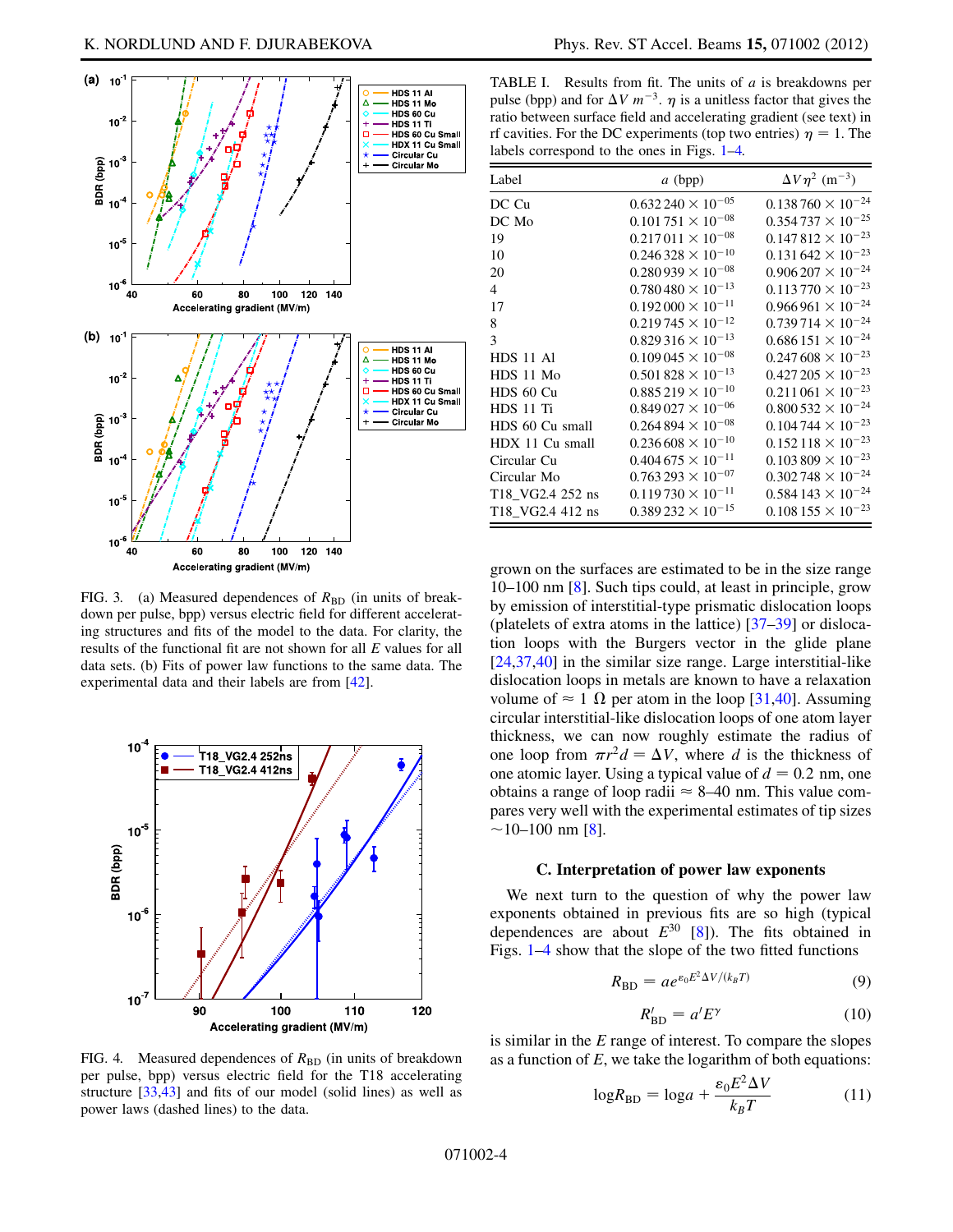FIG. 3. (a) Measured dependences of $R_{BD}$ (in units of breakdown per pulse, bpp) versus electric field for different accelerating structures and fits of the model to the data. For clarity, the results of the functional fit are not shown for all $E$ values for all data sets. (b) Fits of power law functions to the same data. The experimental data and their labels are from [42].

FIG. 4. Measured dependences of $R_{BD}$ (in units of breakdown per pulse, bpp) versus electric field for the T18 accelerating structure [33,43] and fits of our model (solid lines) as well as power laws (dashed lines) to the data.

TABLE I. Results from fit. The units of $a$ is breakdowns per pulse (bpp) and for $\Delta V$ $m^{-3}$. $\eta$ is a unitless factor that gives the ratio between surface field and accelerating gradient (see text) in rf cavities. For the DC experiments (top two entries) $\eta = 1$. The labels correspond to the ones in Figs. 1–4.

| Label | $a$ (bpp) | $\Delta V \eta^2$ ($\mathrm{m}^{-3}$) |
|---|---|---|
| DC Cu | $0.632\,240 \times 10^{-05}$ | $0.138\,760 \times 10^{-24}$ |
| DC Mo | $0.101\,751 \times 10^{-08}$ | $0.354\,737 \times 10^{-25}$ |
| 19 | $0.217\,011 \times 10^{-08}$ | $0.147\,812 \times 10^{-23}$ |
| 10 | $0.246\,328 \times 10^{-10}$ | $0.131\,642 \times 10^{-23}$ |
| 20 | $0.280\,939 \times 10^{-08}$ | $0.906\,207 \times 10^{-24}$ |
| 4 | $0.780\,480 \times 10^{-13}$ | $0.113\,770 \times 10^{-23}$ |
| 17 | $0.192\,000 \times 10^{-11}$ | $0.966\,961 \times 10^{-24}$ |
| 8 | $0.219\,745 \times 10^{-12}$ | $0.739\,714 \times 10^{-24}$ |
| 3 | $0.829\,316 \times 10^{-13}$ | $0.686\,151 \times 10^{-24}$ |
| HDS 11 Al | $0.109\,045 \times 10^{-08}$ | $0.247\,608 \times 10^{-23}$ |
| HDS 11 Mo | $0.501\,828 \times 10^{-13}$ | $0.427\,205 \times 10^{-23}$ |
| HDS 60 Cu | $0.885\,219 \times 10^{-10}$ | $0.211\,061 \times 10^{-23}$ |
| HDS 11 Ti | $0.849\,027 \times 10^{-06}$ | $0.800\,532 \times 10^{-24}$ |
| HDS 60 Cu small | $0.264\,894 \times 10^{-08}$ | $0.104\,744 \times 10^{-23}$ |
| HDX 11 Cu small | $0.236\,608 \times 10^{-10}$ | $0.152\,118 \times 10^{-23}$ |
| Circular Cu | $0.404\,675 \times 10^{-11}$ | $0.103\,809 \times 10^{-23}$ |
| Circular Mo | $0.763\,293 \times 10^{-07}$ | $0.302\,748 \times 10^{-24}$ |
| T18_VG2.4 252 ns | $0.119\,730 \times 10^{-11}$ | $0.584\,143 \times 10^{-24}$ |
| T18_VG2.4 412 ns | $0.389\,232 \times 10^{-15}$ | $0.108\,155 \times 10^{-23}$ |

grown on the surfaces are estimated to be in the size range 10–100 nm [8]. Such tips could, at least in principle, grow by emission of interstitial-type prismatic dislocation loops (platelets of extra atoms in the lattice) [37–39] or dislocation loops with the Burgers vector in the glide plane [24,37,40] in the similar size range. Large interstitial-like dislocation loops in metals are known to have a relaxation volume of $\approx 1\ \Omega$ per atom in the loop [31,40]. Assuming circular interstitial-like dislocation loops of one atom layer thickness, we can now roughly estimate the radius of one loop from $\pi r^2 d = \Delta V$, where $d$ is the thickness of one atomic layer. Using a typical value of $d = 0.2$ nm, one obtains a range of loop radii $\approx$ 8–40 nm. This value compares very well with the experimental estimates of tip sizes $\sim$10–100 nm [8].

### C. Interpretation of power law exponents

We next turn to the question of why the power law exponents obtained in previous fits are so high (typical dependences are about $E^{30}$ [8]). The fits obtained in Figs. 1–4 show that the slope of the two fitted functions

$$R_{BD} = a e^{\varepsilon_0 E^2 \Delta V/(k_B T)} \tag{9}$$

$$R'_{BD} = a' E^{\gamma} \tag{10}$$

is similar in the $E$ range of interest. To compare the slopes as a function of $E$, we take the logarithm of both equations:

$$\log R_{BD} = \log a + \frac{\varepsilon_0 E^2 \Delta V}{k_B T} \tag{11}$$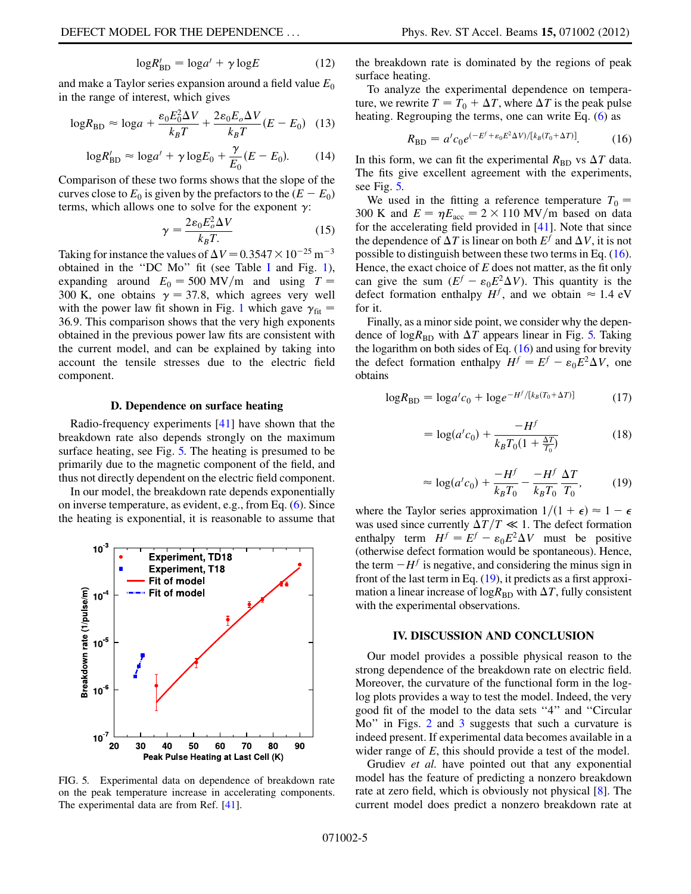$$\log R'_{\rm BD} = \log a' + \gamma \log E \tag{12}$$

and make a Taylor series expansion around a field value $E_0$ in the range of interest, which gives

$$\log R_{\rm BD} \approx \log a + \frac{\varepsilon_0 E_0^2 \Delta V}{k_B T} + \frac{2\varepsilon_0 E_o \Delta V}{k_B T}(E - E_0) \tag{13}$$

$$\log R'_{\rm BD} \approx \log a' + \gamma \log E_0 + \frac{\gamma}{E_0}(E - E_0). \tag{14}$$

Comparison of these two forms shows that the slope of the curves close to $E_0$ is given by the prefactors to the $(E - E_0)$ terms, which allows one to solve for the exponent $\gamma$:

$$\gamma = \frac{2\varepsilon_0 E_o^2 \Delta V}{k_B T}. \tag{15}$$

Taking for instance the values of $\Delta V = 0.3547 \times 10^{-25}\ \mathrm{m}^{-3}$ obtained in the "DC Mo" fit (see Table I and Fig. 1), expanding around $E_0 = 500$ MV/m and using $T = 300$ K, one obtains $\gamma = 37.8$, which agrees very well with the power law fit shown in Fig. 1 which gave $\gamma_{\rm fit} = 36.9$. This comparison shows that the very high exponents obtained in the previous power law fits are consistent with the current model, and can be explained by taking into account the tensile stresses due to the electric field component.

### D. Dependence on surface heating

Radio-frequency experiments [41] have shown that the breakdown rate also depends strongly on the maximum surface heating, see Fig. 5. The heating is presumed to be primarily due to the magnetic component of the field, and thus not directly dependent on the electric field component.

In our model, the breakdown rate depends exponentially on inverse temperature, as evident, e.g., from Eq. (6). Since the heating is exponential, it is reasonable to assume that the breakdown rate is dominated by the regions of peak surface heating.

FIG. 5. Experimental data on dependence of breakdown rate on the peak temperature increase in accelerating components. The experimental data are from Ref. [41].

To analyze the experimental dependence on temperature, we rewrite $T = T_0 + \Delta T$, where $\Delta T$ is the peak pulse heating. Regrouping the terms, one can write Eq. (6) as

$$R_{\rm BD} = a' c_0 e^{(-E^f + \varepsilon_0 E^2 \Delta V)/[k_B(T_0 + \Delta T)]}. \tag{16}$$

In this form, we can fit the experimental $R_{\rm BD}$ vs $\Delta T$ data. The fits give excellent agreement with the experiments, see Fig. 5.

We used in the fitting a reference temperature $T_0 = 300$ K and $E = \eta E_{\rm acc} = 2 \times 110$ MV/m based on data for the accelerating field provided in [41]. Note that since the dependence of $\Delta T$ is linear on both $E^f$ and $\Delta V$, it is not possible to distinguish between these two terms in Eq. (16). Hence, the exact choice of $E$ does not matter, as the fit only can give the sum $(E^f - \varepsilon_0 E^2 \Delta V)$. This quantity is the defect formation enthalpy $H^f$, and we obtain $\approx 1.4$ eV for it.

Finally, as a minor side point, we consider why the dependence of $\log R_{\rm BD}$ with $\Delta T$ appears linear in Fig. 5. Taking the logarithm on both sides of Eq. (16) and using for brevity the defect formation enthalpy $H^f = E^f - \varepsilon_0 E^2 \Delta V$, one obtains

$$\log R_{\rm BD} = \log a' c_0 + \log e^{-H^f/[k_B(T_0 + \Delta T)]} \tag{17}$$

$$= \log(a' c_0) + \frac{-H^f}{k_B T_0 (1 + \frac{\Delta T}{T_0})} \tag{18}$$

$$\approx \log(a' c_0) + \frac{-H^f}{k_B T_0} - \frac{-H^f}{k_B T_0}\frac{\Delta T}{T_0}, \tag{19}$$

where the Taylor series approximation $1/(1 + \epsilon) \approx 1 - \epsilon$ was used since currently $\Delta T/T \ll 1$. The defect formation enthalpy term $H^f = E^f - \varepsilon_0 E^2 \Delta V$ must be positive (otherwise defect formation would be spontaneous). Hence, the term $-H^f$ is negative, and considering the minus sign in front of the last term in Eq. (19), it predicts as a first approximation a linear increase of $\log R_{\rm BD}$ with $\Delta T$, fully consistent with the experimental observations.

## IV. DISCUSSION AND CONCLUSION

Our model provides a possible physical reason to the strong dependence of the breakdown rate on electric field. Moreover, the curvature of the functional form in the log-log plots provides a way to test the model. Indeed, the very good fit of the model to the data sets "4" and "Circular Mo" in Figs. 2 and 3 suggests that such a curvature is indeed present. If experimental data becomes available in a wider range of $E$, this should provide a test of the model.

Grudiev *et al.* have pointed out that any exponential model has the feature of predicting a nonzero breakdown rate at zero field, which is obviously not physical [8]. The current model does predict a nonzero breakdown rate at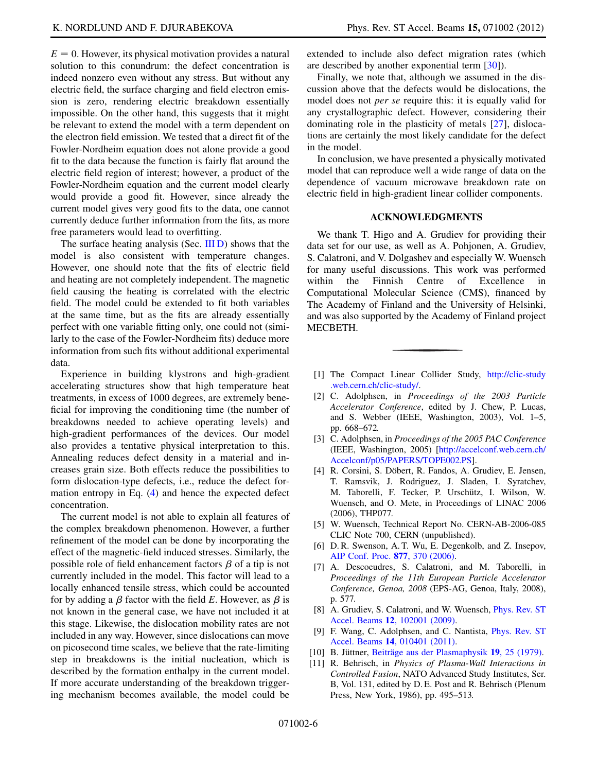$E = 0$. However, its physical motivation provides a natural solution to this conundrum: the defect concentration is indeed nonzero even without any stress. But without any electric field, the surface charging and field electron emission is zero, rendering electric breakdown essentially impossible. On the other hand, this suggests that it might be relevant to extend the model with a term dependent on the electron field emission. We tested that a direct fit of the Fowler-Nordheim equation does not alone provide a good fit to the data because the function is fairly flat around the electric field region of interest; however, a product of the Fowler-Nordheim equation and the current model clearly would provide a good fit. However, since already the current model gives very good fits to the data, one cannot currently deduce further information from the fits, as more free parameters would lead to overfitting.

The surface heating analysis (Sec. III D) shows that the model is also consistent with temperature changes. However, one should note that the fits of electric field and heating are not completely independent. The magnetic field causing the heating is correlated with the electric field. The model could be extended to fit both variables at the same time, but as the fits are already essentially perfect with one variable fitting only, one could not (similarly to the case of the Fowler-Nordheim fits) deduce more information from such fits without additional experimental data.

Experience in building klystrons and high-gradient accelerating structures show that high temperature heat treatments, in excess of 1000 degrees, are extremely beneficial for improving the conditioning time (the number of breakdowns needed to achieve operating levels) and high-gradient performances of the devices. Our model also provides a tentative physical interpretation to this. Annealing reduces defect density in a material and increases grain size. Both effects reduce the possibilities to form dislocation-type defects, i.e., reduce the defect formation entropy in Eq. (4) and hence the expected defect concentration.

The current model is not able to explain all features of the complex breakdown phenomenon. However, a further refinement of the model can be done by incorporating the effect of the magnetic-field induced stresses. Similarly, the possible role of field enhancement factors $\beta$ of a tip is not currently included in the model. This factor will lead to a locally enhanced tensile stress, which could be accounted for by adding a $\beta$ factor with the field $E$. However, as $\beta$ is not known in the general case, we have not included it at this stage. Likewise, the dislocation mobility rates are not included in any way. However, since dislocations can move on picosecond time scales, we believe that the rate-limiting step in breakdowns is the initial nucleation, which is described by the formation enthalpy in the current model. If more accurate understanding of the breakdown triggering mechanism becomes available, the model could be extended to include also defect migration rates (which are described by another exponential term [30]).

Finally, we note that, although we assumed in the discussion above that the defects would be dislocations, the model does not *per se* require this: it is equally valid for any crystallographic defect. However, considering their dominating role in the plasticity of metals [27], dislocations are certainly the most likely candidate for the defect in the model.

In conclusion, we have presented a physically motivated model that can reproduce well a wide range of data on the dependence of vacuum microwave breakdown rate on electric field in high-gradient linear collider components.

## ACKNOWLEDGMENTS

We thank T. Higo and A. Grudiev for providing their data set for our use, as well as A. Pohjonen, A. Grudiev, S. Calatroni, and V. Dolgashev and especially W. Wuensch for many useful discussions. This work was performed within the Finnish Centre of Excellence in Computational Molecular Science (CMS), financed by The Academy of Finland and the University of Helsinki, and was also supported by the Academy of Finland project MECBETH.

---

[1] The Compact Linear Collider Study, http://clic-study.web.cern.ch/clic-study/.

[2] C. Adolphsen, in *Proceedings of the 2003 Particle Accelerator Conference*, edited by J. Chew, P. Lucas, and S. Webber (IEEE, Washington, 2003), Vol. 1–5, pp. 668–672.

[3] C. Adolphsen, in *Proceedings of the 2005 PAC Conference* (IEEE, Washington, 2005) [http://accelconf.web.cern.ch/Accelconf/p05/PAPERS/TOPE002.PS].

[4] R. Corsini, S. Döbert, R. Fandos, A. Grudiev, E. Jensen, T. Ramsvik, J. Rodriguez, J. Sladen, I. Syratchev, M. Taborelli, F. Tecker, P. Urschütz, I. Wilson, W. Wuensch, and O. Mete, in Proceedings of LINAC 2006 (2006), THP077.

[5] W. Wuensch, Technical Report No. CERN-AB-2006-085 CLIC Note 700, CERN (unpublished).

[6] D. R. Swenson, A. T. Wu, E. Degenkolb, and Z. Insepov, AIP Conf. Proc. **877**, 370 (2006).

[7] A. Descoeudres, S. Calatroni, and M. Taborelli, in *Proceedings of the 11th European Particle Accelerator Conference, Genoa, 2008* (EPS-AG, Genoa, Italy, 2008), p. 577.

[8] A. Grudiev, S. Calatroni, and W. Wuensch, Phys. Rev. ST Accel. Beams **12**, 102001 (2009).

[9] F. Wang, C. Adolphsen, and C. Nantista, Phys. Rev. ST Accel. Beams **14**, 010401 (2011).

[10] B. Jüttner, Beiträge aus der Plasmaphysik **19**, 25 (1979).

[11] R. Behrisch, in *Physics of Plasma-Wall Interactions in Controlled Fusion*, NATO Advanced Study Institutes, Ser. B, Vol. 131, edited by D. E. Post and R. Behrisch (Plenum Press, New York, 1986), pp. 495–513.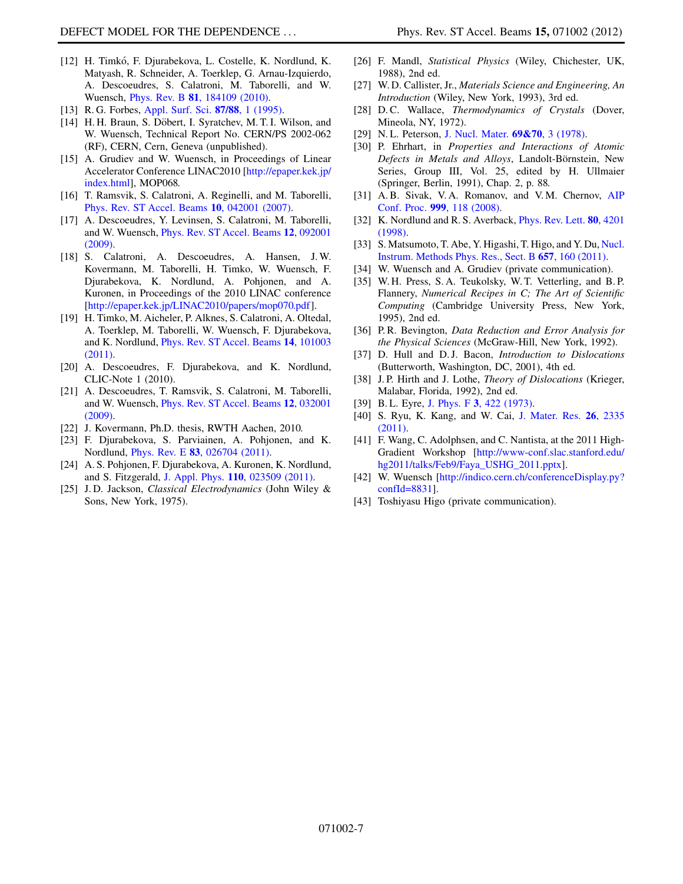[12] H. Timkó, F. Djurabekova, L. Costelle, K. Nordlund, K. Matyash, R. Schneider, A. Toerklep, G. Arnau-Izquierdo, A. Descoeudres, S. Calatroni, M. Taborelli, and W. Wuensch, Phys. Rev. B **81**, 184109 (2010).

[13] R. G. Forbes, Appl. Surf. Sci. **87/88**, 1 (1995).

[14] H. H. Braun, S. Döbert, I. Syratchev, M. T. I. Wilson, and W. Wuensch, Technical Report No. CERN/PS 2002-062 (RF), CERN, Cern, Geneva (unpublished).

[15] A. Grudiev and W. Wuensch, in Proceedings of Linear Accelerator Conference LINAC2010 [http://epaper.kek.jp/index.html], MOP068.

[16] T. Ramsvik, S. Calatroni, A. Reginelli, and M. Taborelli, Phys. Rev. ST Accel. Beams **10**, 042001 (2007).

[17] A. Descoeudres, Y. Levinsen, S. Calatroni, M. Taborelli, and W. Wuensch, Phys. Rev. ST Accel. Beams **12**, 092001 (2009).

[18] S. Calatroni, A. Descoeudres, A. Hansen, J. W. Kovermann, M. Taborelli, H. Timko, W. Wuensch, F. Djurabekova, K. Nordlund, A. Pohjonen, and A. Kuronen, in Proceedings of the 2010 LINAC conference [http://epaper.kek.jp/LINAC2010/papers/mop070.pdf].

[19] H. Timko, M. Aicheler, P. Alknes, S. Calatroni, A. Oltedal, A. Toerklep, M. Taborelli, W. Wuensch, F. Djurabekova, and K. Nordlund, Phys. Rev. ST Accel. Beams **14**, 101003 (2011).

[20] A. Descoeudres, F. Djurabekova, and K. Nordlund, CLIC-Note 1 (2010).

[21] A. Descoeudres, T. Ramsvik, S. Calatroni, M. Taborelli, and W. Wuensch, Phys. Rev. ST Accel. Beams **12**, 032001 (2009).

[22] J. Kovermann, Ph.D. thesis, RWTH Aachen, 2010.

[23] F. Djurabekova, S. Parviainen, A. Pohjonen, and K. Nordlund, Phys. Rev. E **83**, 026704 (2011).

[24] A. S. Pohjonen, F. Djurabekova, A. Kuronen, K. Nordlund, and S. Fitzgerald, J. Appl. Phys. **110**, 023509 (2011).

[25] J. D. Jackson, *Classical Electrodynamics* (John Wiley & Sons, New York, 1975).

[26] F. Mandl, *Statistical Physics* (Wiley, Chichester, UK, 1988), 2nd ed.

[27] W. D. Callister, Jr., *Materials Science and Engineering, An Introduction* (Wiley, New York, 1993), 3rd ed.

[28] D. C. Wallace, *Thermodynamics of Crystals* (Dover, Mineola, NY, 1972).

[29] N. L. Peterson, J. Nucl. Mater. **69&70**, 3 (1978).

[30] P. Ehrhart, in *Properties and Interactions of Atomic Defects in Metals and Alloys*, Landolt-Börnstein, New Series, Group III, Vol. 25, edited by H. Ullmaier (Springer, Berlin, 1991), Chap. 2, p. 88.

[31] A. B. Sivak, V. A. Romanov, and V. M. Chernov, AIP Conf. Proc. **999**, 118 (2008).

[32] K. Nordlund and R. S. Averback, Phys. Rev. Lett. **80**, 4201 (1998).

[33] S. Matsumoto, T. Abe, Y. Higashi, T. Higo, and Y. Du, Nucl. Instrum. Methods Phys. Res., Sect. B **657**, 160 (2011).

[34] W. Wuensch and A. Grudiev (private communication).

[35] W. H. Press, S. A. Teukolsky, W. T. Vetterling, and B. P. Flannery, *Numerical Recipes in C; The Art of Scientific Computing* (Cambridge University Press, New York, 1995), 2nd ed.

[36] P. R. Bevington, *Data Reduction and Error Analysis for the Physical Sciences* (McGraw-Hill, New York, 1992).

[37] D. Hull and D. J. Bacon, *Introduction to Dislocations* (Butterworth, Washington, DC, 2001), 4th ed.

[38] J. P. Hirth and J. Lothe, *Theory of Dislocations* (Krieger, Malabar, Florida, 1992), 2nd ed.

[39] B. L. Eyre, J. Phys. F **3**, 422 (1973).

[40] S. Ryu, K. Kang, and W. Cai, J. Mater. Res. **26**, 2335 (2011).

[41] F. Wang, C. Adolphsen, and C. Nantista, at the 2011 High-Gradient Workshop [http://www-conf.slac.stanford.edu/hg2011/talks/Feb9/Faya_USHG_2011.pptx].

[42] W. Wuensch [http://indico.cern.ch/conferenceDisplay.py?confId=8831].

[43] Toshiyasu Higo (private communication).